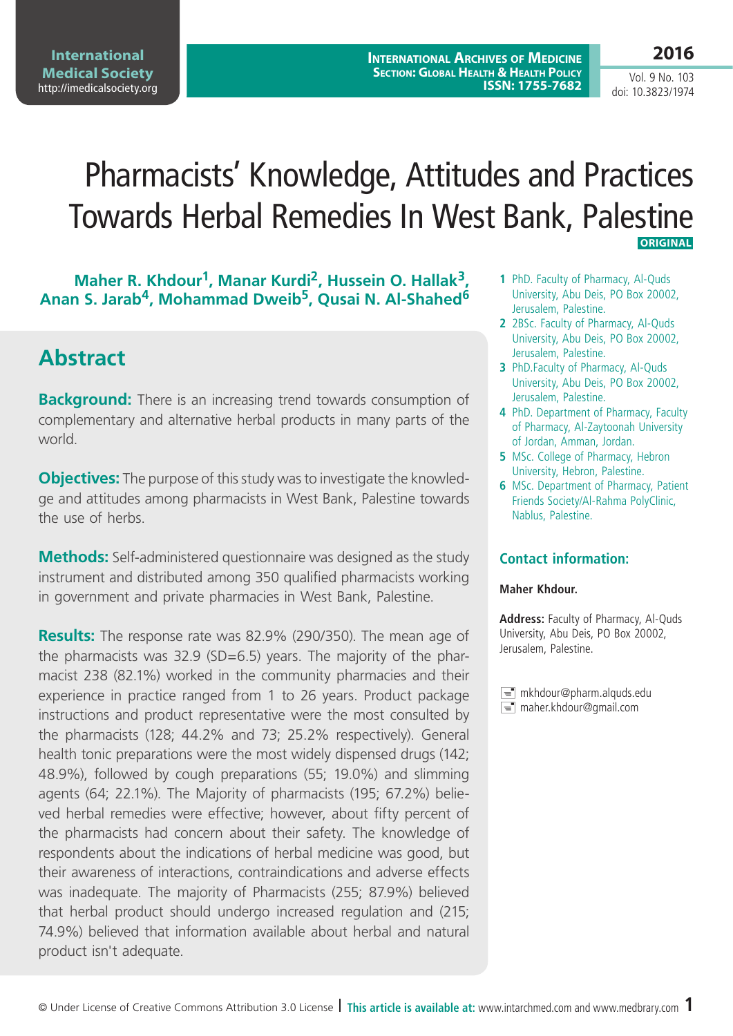# Pharmacists' Knowledge, Attitudes and Practices Towards Herbal Remedies In West Bank, Palestine

ORIGINAL

**Maher R. Khdour[1], Manar Kurdi[2], Hussein O. Hallak[3], Anan S. Jarab[4], Mohammad Dweib[5], Qusai N. Al-Shahed[6]**

1 PhD. Faculty of Pharmacy, Al-Quds University, Abu Deis, PO Box 20002, Jerusalem, Palestine.

2 2BSc. Faculty of Pharmacy, Al-Quds University, Abu Deis, PO Box 20002, Jerusalem, Palestine.

3 PhD.Faculty of Pharmacy, Al-Quds University, Abu Deis, PO Box 20002, Jerusalem, Palestine.

4 PhD. Department of Pharmacy, Faculty of Pharmacy, Al-Zaytoonah University of Jordan, Amman, Jordan.

5 MSc. College of Pharmacy, Hebron University, Hebron, Palestine.

6 MSc. Department of Pharmacy, Patient Friends Society/Al-Rahma PolyClinic, Nablus, Palestine.

## Contact information:

**Maher Khdour.**

**Address:** Faculty of Pharmacy, Al-Quds University, Abu Deis, PO Box 20002, Jerusalem, Palestine.

mkhdour@pharm.alquds.edu

maher.khdour@gmail.com

## Abstract

**Background:** There is an increasing trend towards consumption of complementary and alternative herbal products in many parts of the world.

**Objectives:** The purpose of this study was to investigate the knowledge and attitudes among pharmacists in West Bank, Palestine towards the use of herbs.

**Methods:** Self-administered questionnaire was designed as the study instrument and distributed among 350 qualified pharmacists working in government and private pharmacies in West Bank, Palestine.

**Results:** The response rate was 82.9% (290/350). The mean age of the pharmacists was 32.9 (SD=6.5) years. The majority of the pharmacist 238 (82.1%) worked in the community pharmacies and their experience in practice ranged from 1 to 26 years. Product package instructions and product representative were the most consulted by the pharmacists (128; 44.2% and 73; 25.2% respectively). General health tonic preparations were the most widely dispensed drugs (142; 48.9%), followed by cough preparations (55; 19.0%) and slimming agents (64; 22.1%). The Majority of pharmacists (195; 67.2%) believed herbal remedies were effective; however, about fifty percent of the pharmacists had concern about their safety. The knowledge of respondents about the indications of herbal medicine was good, but their awareness of interactions, contraindications and adverse effects was inadequate. The majority of Pharmacists (255; 87.9%) believed that herbal product should undergo increased regulation and (215; 74.9%) believed that information available about herbal and natural product isn't adequate.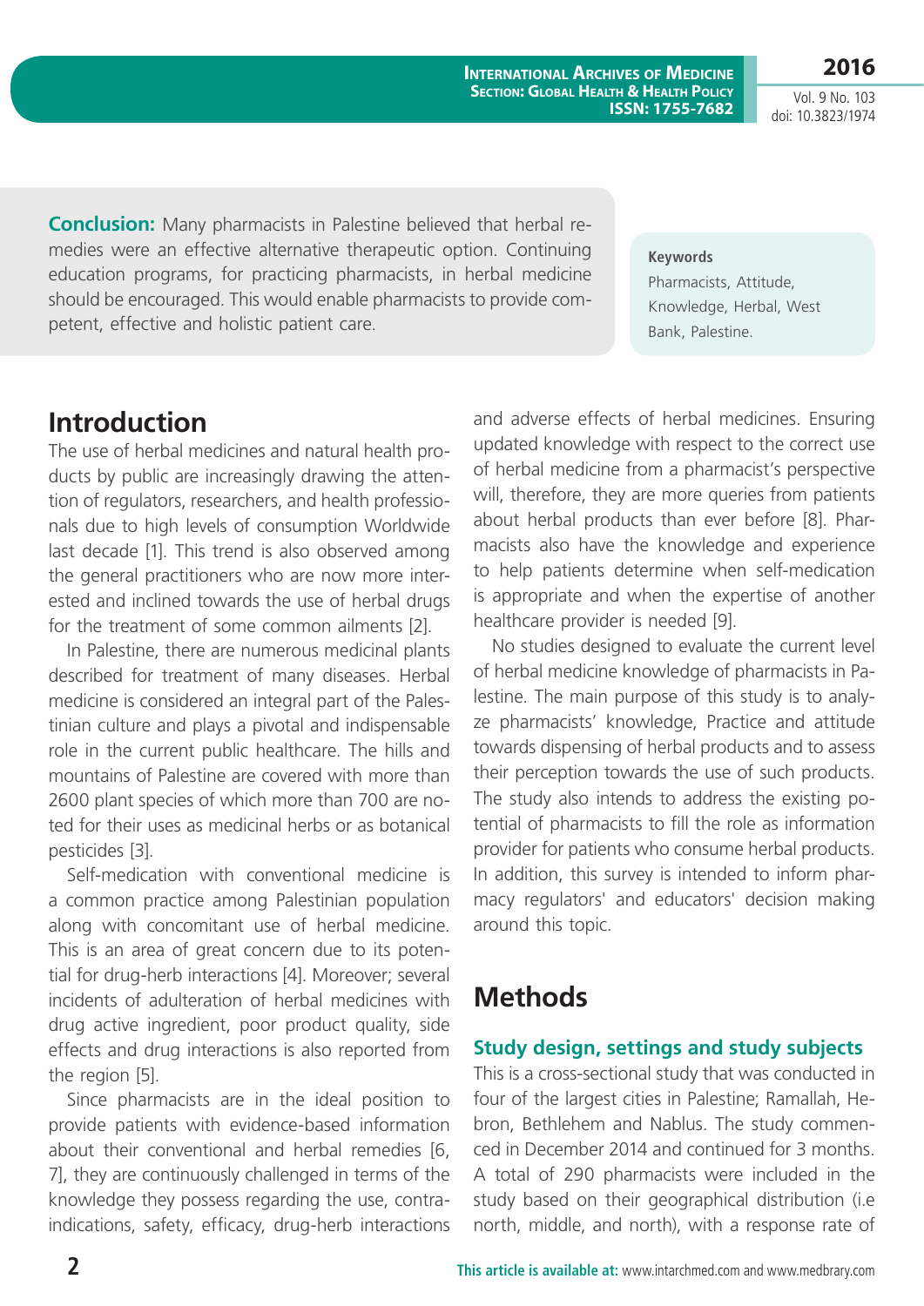**Conclusion:** Many pharmacists in Palestine believed that herbal remedies were an effective alternative therapeutic option. Continuing education programs, for practicing pharmacists, in herbal medicine should be encouraged. This would enable pharmacists to provide competent, effective and holistic patient care.

**Keywords**

Pharmacists, Attitude, Knowledge, Herbal, West Bank, Palestine.

## Introduction

The use of herbal medicines and natural health products by public are increasingly drawing the attention of regulators, researchers, and health professionals due to high levels of consumption Worldwide last decade [1]. This trend is also observed among the general practitioners who are now more interested and inclined towards the use of herbal drugs for the treatment of some common ailments [2].

In Palestine, there are numerous medicinal plants described for treatment of many diseases. Herbal medicine is considered an integral part of the Palestinian culture and plays a pivotal and indispensable role in the current public healthcare. The hills and mountains of Palestine are covered with more than 2600 plant species of which more than 700 are noted for their uses as medicinal herbs or as botanical pesticides [3].

Self-medication with conventional medicine is a common practice among Palestinian population along with concomitant use of herbal medicine. This is an area of great concern due to its potential for drug-herb interactions [4]. Moreover; several incidents of adulteration of herbal medicines with drug active ingredient, poor product quality, side effects and drug interactions is also reported from the region [5].

Since pharmacists are in the ideal position to provide patients with evidence-based information about their conventional and herbal remedies [6, 7], they are continuously challenged in terms of the knowledge they possess regarding the use, contraindications, safety, efficacy, drug-herb interactions and adverse effects of herbal medicines. Ensuring updated knowledge with respect to the correct use of herbal medicine from a pharmacist's perspective will, therefore, they are more queries from patients about herbal products than ever before [8]. Pharmacists also have the knowledge and experience to help patients determine when self-medication is appropriate and when the expertise of another healthcare provider is needed [9].

No studies designed to evaluate the current level of herbal medicine knowledge of pharmacists in Palestine. The main purpose of this study is to analyze pharmacists' knowledge, Practice and attitude towards dispensing of herbal products and to assess their perception towards the use of such products. The study also intends to address the existing potential of pharmacists to fill the role as information provider for patients who consume herbal products. In addition, this survey is intended to inform pharmacy regulators' and educators' decision making around this topic.

## Methods

### Study design, settings and study subjects

This is a cross-sectional study that was conducted in four of the largest cities in Palestine; Ramallah, Hebron, Bethlehem and Nablus. The study commenced in December 2014 and continued for 3 months. A total of 290 pharmacists were included in the study based on their geographical distribution (i.e north, middle, and north), with a response rate of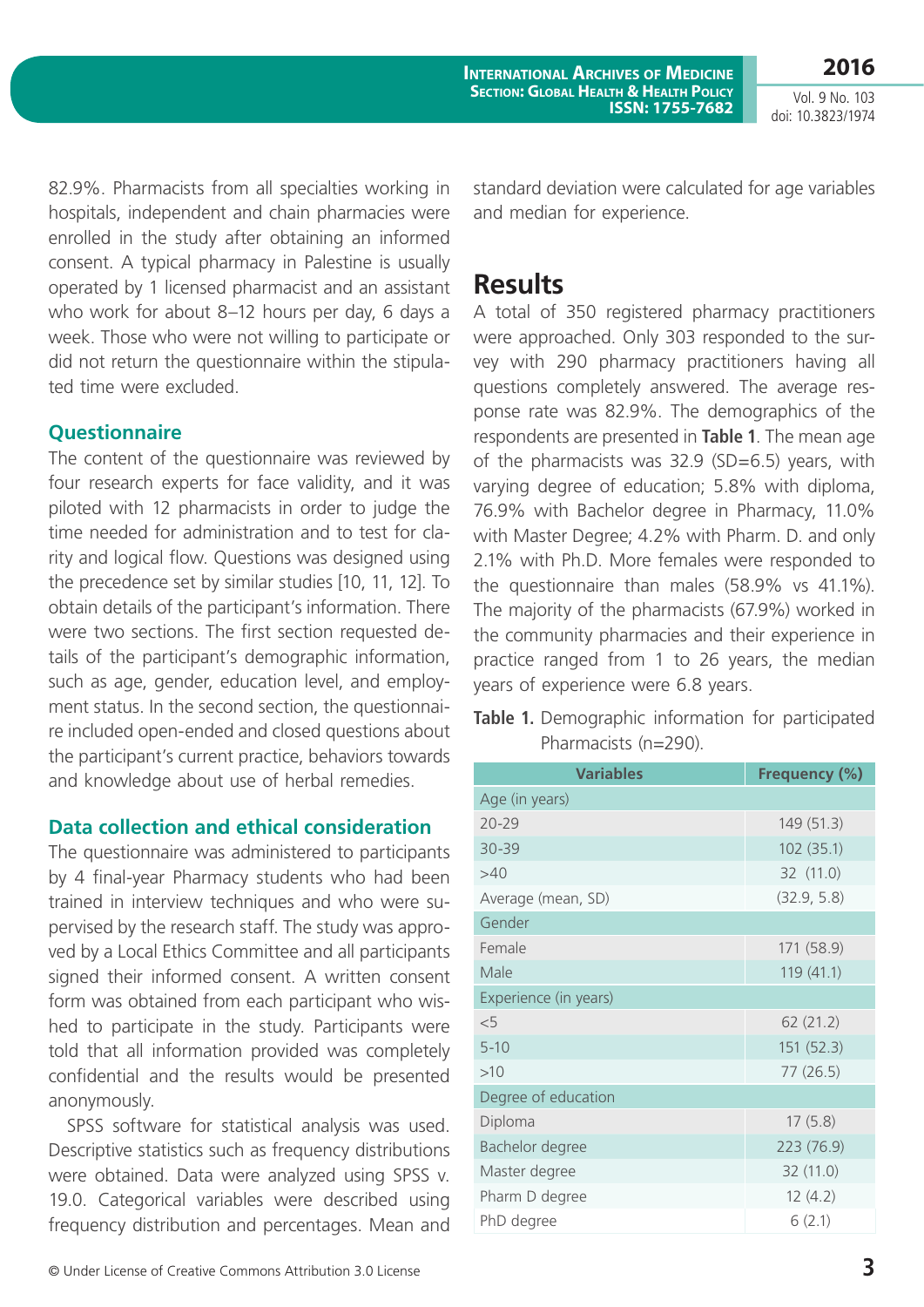82.9%. Pharmacists from all specialties working in hospitals, independent and chain pharmacies were enrolled in the study after obtaining an informed consent. A typical pharmacy in Palestine is usually operated by 1 licensed pharmacist and an assistant who work for about 8–12 hours per day, 6 days a week. Those who were not willing to participate or did not return the questionnaire within the stipulated time were excluded.

### Questionnaire

The content of the questionnaire was reviewed by four research experts for face validity, and it was piloted with 12 pharmacists in order to judge the time needed for administration and to test for clarity and logical flow. Questions was designed using the precedence set by similar studies [10, 11, 12]. To obtain details of the participant's information. There were two sections. The first section requested details of the participant's demographic information, such as age, gender, education level, and employment status. In the second section, the questionnaire included open-ended and closed questions about the participant's current practice, behaviors towards and knowledge about use of herbal remedies.

### Data collection and ethical consideration

The questionnaire was administered to participants by 4 final-year Pharmacy students who had been trained in interview techniques and who were supervised by the research staff. The study was approved by a Local Ethics Committee and all participants signed their informed consent. A written consent form was obtained from each participant who wished to participate in the study. Participants were told that all information provided was completely confidential and the results would be presented anonymously.

SPSS software for statistical analysis was used. Descriptive statistics such as frequency distributions were obtained. Data were analyzed using SPSS v. 19.0. Categorical variables were described using frequency distribution and percentages. Mean and standard deviation were calculated for age variables and median for experience.

## Results

A total of 350 registered pharmacy practitioners were approached. Only 303 responded to the survey with 290 pharmacy practitioners having all questions completely answered. The average response rate was 82.9%. The demographics of the respondents are presented in **Table 1**. The mean age of the pharmacists was 32.9 (SD=6.5) years, with varying degree of education; 5.8% with diploma, 76.9% with Bachelor degree in Pharmacy, 11.0% with Master Degree; 4.2% with Pharm. D. and only 2.1% with Ph.D. More females were responded to the questionnaire than males (58.9% vs 41.1%). The majority of the pharmacists (67.9%) worked in the community pharmacies and their experience in practice ranged from 1 to 26 years, the median years of experience were 6.8 years.

**Table 1.** Demographic information for participated Pharmacists (n=290).

| Variables | Frequency (%) |
|---|---|
| Age (in years) | |
| 20-29 | 149 (51.3) |
| 30-39 | 102 (35.1) |
| >40 | 32 (11.0) |
| Average (mean, SD) | (32.9, 5.8) |
| Gender | |
| Female | 171 (58.9) |
| Male | 119 (41.1) |
| Experience (in years) | |
| <5 | 62 (21.2) |
| 5-10 | 151 (52.3) |
| >10 | 77 (26.5) |
| Degree of education | |
| Diploma | 17 (5.8) |
| Bachelor degree | 223 (76.9) |
| Master degree | 32 (11.0) |
| Pharm D degree | 12 (4.2) |
| PhD degree | 6 (2.1) |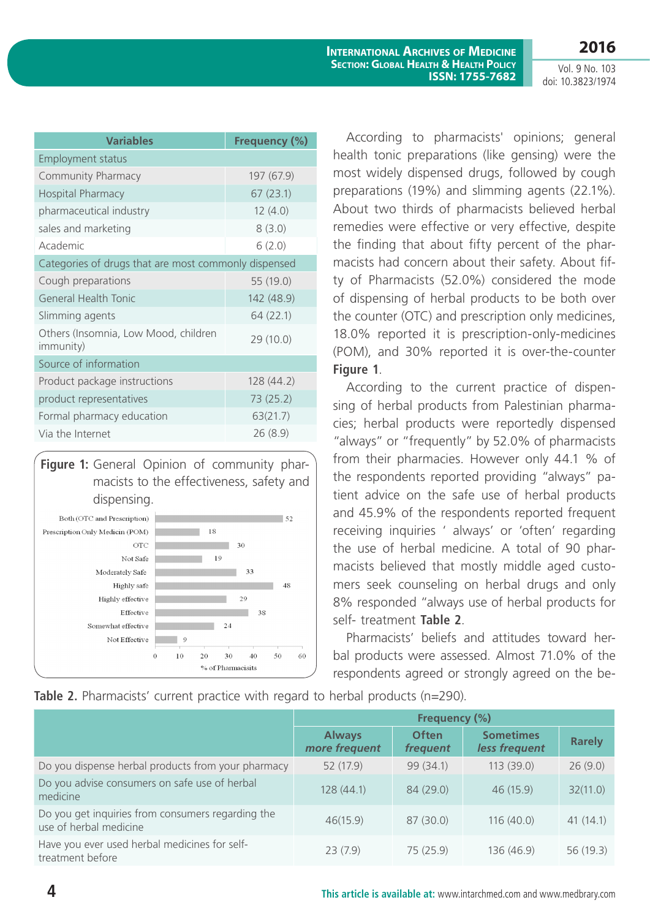| Variables | Frequency (%) |
|---|---|
| Employment status | |
| Community Pharmacy | 197 (67.9) |
| Hospital Pharmacy | 67 (23.1) |
| pharmaceutical industry | 12 (4.0) |
| sales and marketing | 8 (3.0) |
| Academic | 6 (2.0) |
| Categories of drugs that are most commonly dispensed | |
| Cough preparations | 55 (19.0) |
| General Health Tonic | 142 (48.9) |
| Slimming agents | 64 (22.1) |
| Others (Insomnia, Low Mood, children immunity) | 29 (10.0) |
| Source of information | |
| Product package instructions | 128 (44.2) |
| product representatives | 73 (25.2) |
| Formal pharmacy education | 63(21.7) |
| Via the Internet | 26 (8.9) |

**Figure 1:** General Opinion of community pharmacists to the effectiveness, safety and dispensing.

| | % of Pharmacisits |
|---|---|
| Both (OTC and Prescription) | 52 |
| Prescription Only Medicin (POM) | 18 |
| OTC | 30 |
| Not Safe | 19 |
| Moderately Safe | 33 |
| Highly safe | 48 |
| Highly effective | 29 |
| Effective | 38 |
| Somewhat effective | 24 |
| Not Effective | 9 |

According to pharmacists' opinions; general health tonic preparations (like gensing) were the most widely dispensed drugs, followed by cough preparations (19%) and slimming agents (22.1%). About two thirds of pharmacists believed herbal remedies were effective or very effective, despite the finding that about fifty percent of the pharmacists had concern about their safety. About fifty of Pharmacists (52.0%) considered the mode of dispensing of herbal products to be both over the counter (OTC) and prescription only medicines, 18.0% reported it is prescription-only-medicines (POM), and 30% reported it is over-the-counter **Figure 1**.

According to the current practice of dispensing of herbal products from Palestinian pharmacies; herbal products were reportedly dispensed "always" or "frequently" by 52.0% of pharmacists from their pharmacies. However only 44.1 % of the respondents reported providing "always" patient advice on the safe use of herbal products and 45.9% of the respondents reported frequent receiving inquiries ' always' or 'often' regarding the use of herbal medicine. A total of 90 pharmacists believed that mostly middle aged customers seek counseling on herbal drugs and only 8% responded "always use of herbal products for self- treatment **Table 2**.

Pharmacists' beliefs and attitudes toward herbal products were assessed. Almost 71.0% of the respondents agreed or strongly agreed on the be-

**Table 2.** Pharmacists' current practice with regard to herbal products (n=290).

| | Frequency (%) | | | |
|---|---|---|---|---|
| | Always *more frequent* | Often *frequent* | Sometimes *less frequent* | Rarely |
| Do you dispense herbal products from your pharmacy | 52 (17.9) | 99 (34.1) | 113 (39.0) | 26 (9.0) |
| Do you advise consumers on safe use of herbal medicine | 128 (44.1) | 84 (29.0) | 46 (15.9) | 32(11.0) |
| Do you get inquiries from consumers regarding the use of herbal medicine | 46(15.9) | 87 (30.0) | 116 (40.0) | 41 (14.1) |
| Have you ever used herbal medicines for self-treatment before | 23 (7.9) | 75 (25.9) | 136 (46.9) | 56 (19.3) |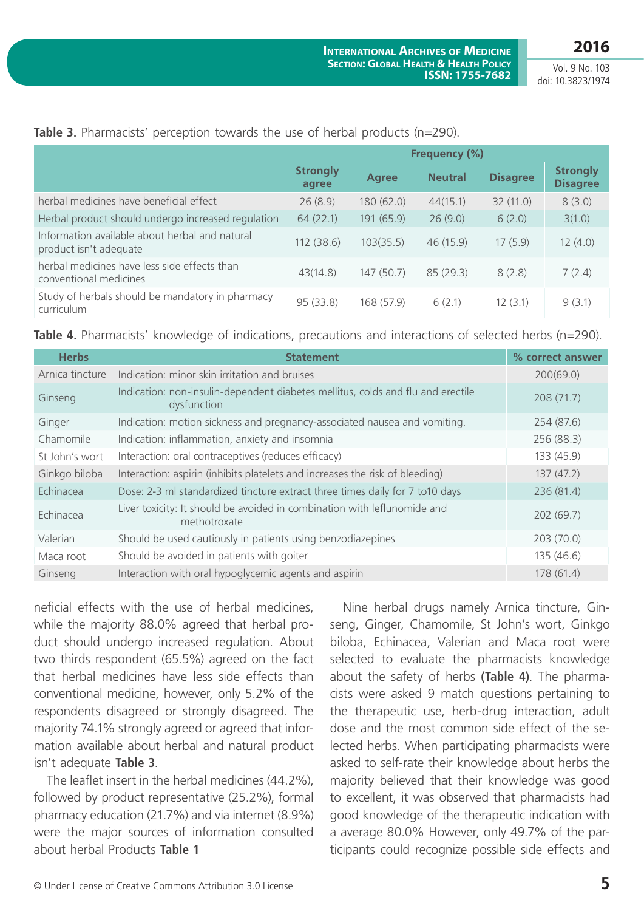**Table 3.** Pharmacists' perception towards the use of herbal products (n=290).

| | Frequency (%) | | | | |
|---|---|---|---|---|---|
| | Strongly agree | Agree | Neutral | Disagree | Strongly Disagree |
| herbal medicines have beneficial effect | 26 (8.9) | 180 (62.0) | 44(15.1) | 32 (11.0) | 8 (3.0) |
| Herbal product should undergo increased regulation | 64 (22.1) | 191 (65.9) | 26 (9.0) | 6 (2.0) | 3(1.0) |
| Information available about herbal and natural product isn't adequate | 112 (38.6) | 103(35.5) | 46 (15.9) | 17 (5.9) | 12 (4.0) |
| herbal medicines have less side effects than conventional medicines | 43(14.8) | 147 (50.7) | 85 (29.3) | 8 (2.8) | 7 (2.4) |
| Study of herbals should be mandatory in pharmacy curriculum | 95 (33.8) | 168 (57.9) | 6 (2.1) | 12 (3.1) | 9 (3.1) |

**Table 4.** Pharmacists' knowledge of indications, precautions and interactions of selected herbs (n=290).

| Herbs | Statement | % correct answer |
|---|---|---|
| Arnica tincture | Indication: minor skin irritation and bruises | 200(69.0) |
| Ginseng | Indication: non-insulin-dependent diabetes mellitus, colds and flu and erectile dysfunction | 208 (71.7) |
| Ginger | Indication: motion sickness and pregnancy-associated nausea and vomiting. | 254 (87.6) |
| Chamomile | Indication: inflammation, anxiety and insomnia | 256 (88.3) |
| St John's wort | Interaction: oral contraceptives (reduces efficacy) | 133 (45.9) |
| Ginkgo biloba | Interaction: aspirin (inhibits platelets and increases the risk of bleeding) | 137 (47.2) |
| Echinacea | Dose: 2-3 ml standardized tincture extract three times daily for 7 to10 days | 236 (81.4) |
| Echinacea | Liver toxicity: It should be avoided in combination with leflunomide and methotroxate | 202 (69.7) |
| Valerian | Should be used cautiously in patients using benzodiazepines | 203 (70.0) |
| Maca root | Should be avoided in patients with goiter | 135 (46.6) |
| Ginseng | Interaction with oral hypoglycemic agents and aspirin | 178 (61.4) |

neficial effects with the use of herbal medicines, while the majority 88.0% agreed that herbal product should undergo increased regulation. About two thirds respondent (65.5%) agreed on the fact that herbal medicines have less side effects than conventional medicine, however, only 5.2% of the respondents disagreed or strongly disagreed. The majority 74.1% strongly agreed or agreed that information available about herbal and natural product isn't adequate **Table 3**.

The leaflet insert in the herbal medicines (44.2%), followed by product representative (25.2%), formal pharmacy education (21.7%) and via internet (8.9%) were the major sources of information consulted about herbal Products **Table 1**

Nine herbal drugs namely Arnica tincture, Ginseng, Ginger, Chamomile, St John's wort, Ginkgo biloba, Echinacea, Valerian and Maca root were selected to evaluate the pharmacists knowledge about the safety of herbs **(Table 4)**. The pharmacists were asked 9 match questions pertaining to the therapeutic use, herb-drug interaction, adult dose and the most common side effect of the selected herbs. When participating pharmacists were asked to self-rate their knowledge about herbs the majority believed that their knowledge was good to excellent, it was observed that pharmacists had good knowledge of the therapeutic indication with a average 80.0% However, only 49.7% of the participants could recognize possible side effects and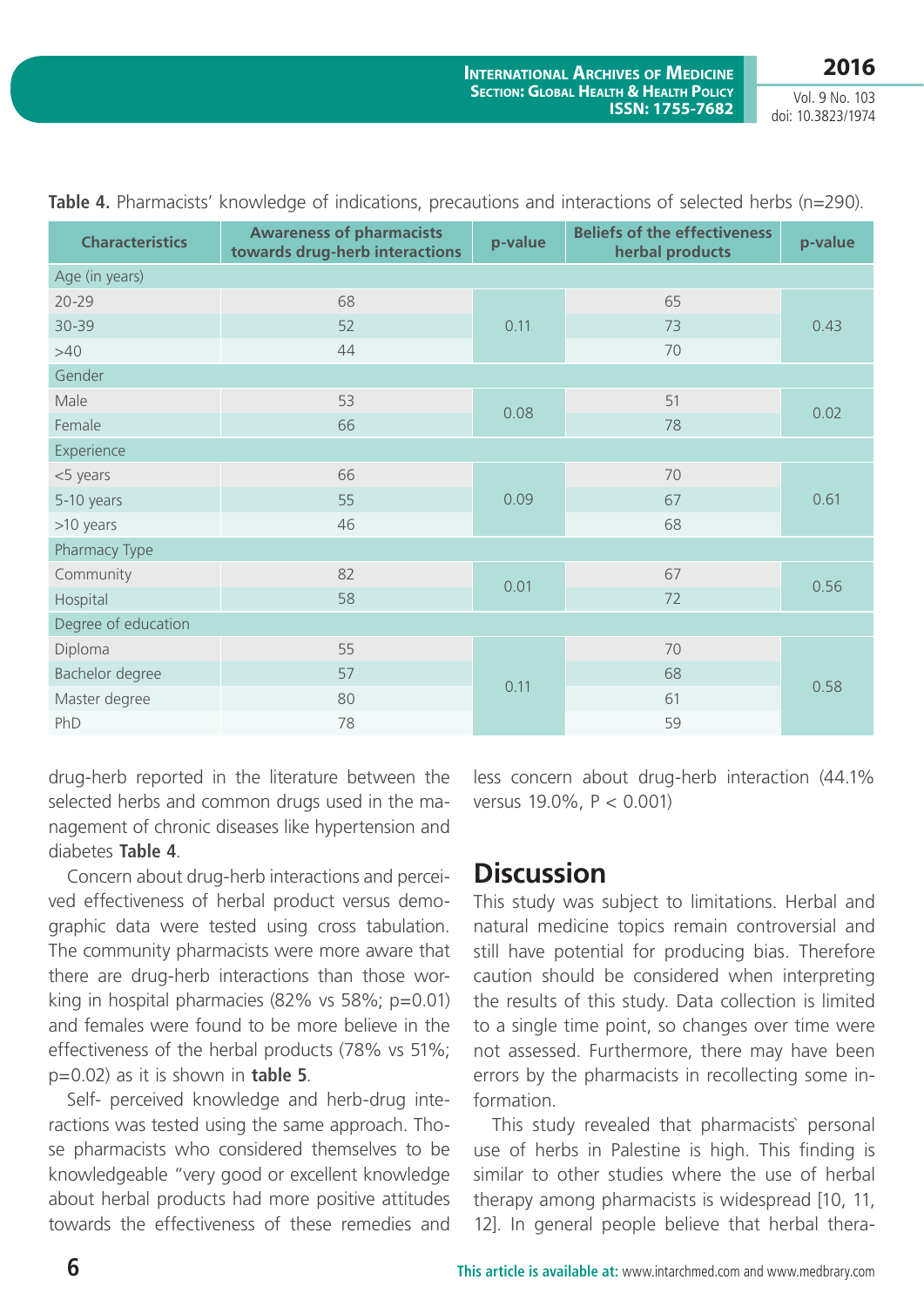**Table 4.** Pharmacists' knowledge of indications, precautions and interactions of selected herbs (n=290).

| Characteristics | Awareness of pharmacists towards drug-herb interactions | p-value | Beliefs of the effectiveness herbal products | p-value |
|---|---|---|---|---|
| Age (in years) | | | | |
| 20-29 | 68 | 0.11 | 65 | 0.43 |
| 30-39 | 52 | | 73 | |
| >40 | 44 | | 70 | |
| Gender | | | | |
| Male | 53 | 0.08 | 51 | 0.02 |
| Female | 66 | | 78 | |
| Experience | | | | |
| <5 years | 66 | 0.09 | 70 | 0.61 |
| 5-10 years | 55 | | 67 | |
| >10 years | 46 | | 68 | |
| Pharmacy Type | | | | |
| Community | 82 | 0.01 | 67 | 0.56 |
| Hospital | 58 | | 72 | |
| Degree of education | | | | |
| Diploma | 55 | 0.11 | 70 | 0.58 |
| Bachelor degree | 57 | | 68 | |
| Master degree | 80 | | 61 | |
| PhD | 78 | | 59 | |

drug-herb reported in the literature between the selected herbs and common drugs used in the management of chronic diseases like hypertension and diabetes **Table 4**.

Concern about drug-herb interactions and perceived effectiveness of herbal product versus demographic data were tested using cross tabulation. The community pharmacists were more aware that there are drug-herb interactions than those working in hospital pharmacies (82% vs 58%; p=0.01) and females were found to be more believe in the effectiveness of the herbal products (78% vs 51%; p=0.02) as it is shown in **table 5**.

Self- perceived knowledge and herb-drug interactions was tested using the same approach. Those pharmacists who considered themselves to be knowledgeable "very good or excellent knowledge about herbal products had more positive attitudes towards the effectiveness of these remedies and less concern about drug-herb interaction (44.1% versus 19.0%, P < 0.001)

## Discussion

This study was subject to limitations. Herbal and natural medicine topics remain controversial and still have potential for producing bias. Therefore caution should be considered when interpreting the results of this study. Data collection is limited to a single time point, so changes over time were not assessed. Furthermore, there may have been errors by the pharmacists in recollecting some information.

This study revealed that pharmacists` personal use of herbs in Palestine is high. This finding is similar to other studies where the use of herbal therapy among pharmacists is widespread [10, 11, 12]. In general people believe that herbal thera-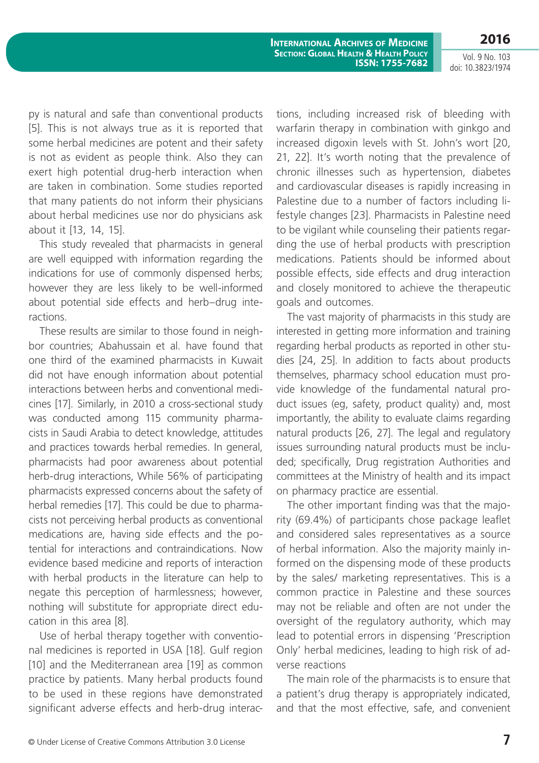py is natural and safe than conventional products [5]. This is not always true as it is reported that some herbal medicines are potent and their safety is not as evident as people think. Also they can exert high potential drug-herb interaction when are taken in combination. Some studies reported that many patients do not inform their physicians about herbal medicines use nor do physicians ask about it [13, 14, 15].

This study revealed that pharmacists in general are well equipped with information regarding the indications for use of commonly dispensed herbs; however they are less likely to be well-informed about potential side effects and herb–drug interactions.

These results are similar to those found in neighbor countries; Abahussain et al. have found that one third of the examined pharmacists in Kuwait did not have enough information about potential interactions between herbs and conventional medicines [17]. Similarly, in 2010 a cross-sectional study was conducted among 115 community pharmacists in Saudi Arabia to detect knowledge, attitudes and practices towards herbal remedies. In general, pharmacists had poor awareness about potential herb-drug interactions, While 56% of participating pharmacists expressed concerns about the safety of herbal remedies [17]. This could be due to pharmacists not perceiving herbal products as conventional medications are, having side effects and the potential for interactions and contraindications. Now evidence based medicine and reports of interaction with herbal products in the literature can help to negate this perception of harmlessness; however, nothing will substitute for appropriate direct education in this area [8].

Use of herbal therapy together with conventional medicines is reported in USA [18]. Gulf region [10] and the Mediterranean area [19] as common practice by patients. Many herbal products found to be used in these regions have demonstrated significant adverse effects and herb-drug interactions, including increased risk of bleeding with warfarin therapy in combination with ginkgo and increased digoxin levels with St. John's wort [20, 21, 22]. It's worth noting that the prevalence of chronic illnesses such as hypertension, diabetes and cardiovascular diseases is rapidly increasing in Palestine due to a number of factors including lifestyle changes [23]. Pharmacists in Palestine need to be vigilant while counseling their patients regarding the use of herbal products with prescription medications. Patients should be informed about possible effects, side effects and drug interaction and closely monitored to achieve the therapeutic goals and outcomes.

The vast majority of pharmacists in this study are interested in getting more information and training regarding herbal products as reported in other studies [24, 25]. In addition to facts about products themselves, pharmacy school education must provide knowledge of the fundamental natural product issues (eg, safety, product quality) and, most importantly, the ability to evaluate claims regarding natural products [26, 27]. The legal and regulatory issues surrounding natural products must be included; specifically, Drug registration Authorities and committees at the Ministry of health and its impact on pharmacy practice are essential.

The other important finding was that the majority (69.4%) of participants chose package leaflet and considered sales representatives as a source of herbal information. Also the majority mainly informed on the dispensing mode of these products by the sales/ marketing representatives. This is a common practice in Palestine and these sources may not be reliable and often are not under the oversight of the regulatory authority, which may lead to potential errors in dispensing 'Prescription Only' herbal medicines, leading to high risk of adverse reactions

The main role of the pharmacists is to ensure that a patient's drug therapy is appropriately indicated, and that the most effective, safe, and convenient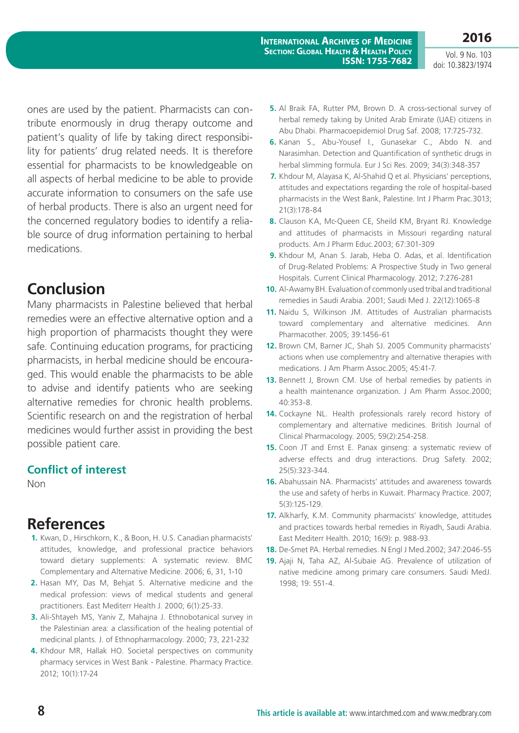ones are used by the patient. Pharmacists can contribute enormously in drug therapy outcome and patient's quality of life by taking direct responsibility for patients' drug related needs. It is therefore essential for pharmacists to be knowledgeable on all aspects of herbal medicine to be able to provide accurate information to consumers on the safe use of herbal products. There is also an urgent need for the concerned regulatory bodies to identify a reliable source of drug information pertaining to herbal medications.

## Conclusion

Many pharmacists in Palestine believed that herbal remedies were an effective alternative option and a high proportion of pharmacists thought they were safe. Continuing education programs, for practicing pharmacists, in herbal medicine should be encouraged. This would enable the pharmacists to be able to advise and identify patients who are seeking alternative remedies for chronic health problems. Scientific research on and the registration of herbal medicines would further assist in providing the best possible patient care.

### Conflict of interest

Non

## References

1. Kwan, D., Hirschkorn, K., & Boon, H. U.S. Canadian pharmacists' attitudes, knowledge, and professional practice behaviors toward dietary supplements: A systematic review. BMC Complementary and Alternative Medicine. 2006; 6, 31, 1-10
2. Hasan MY, Das M, Behjat S. Alternative medicine and the medical profession: views of medical students and general practitioners. East Mediterr Health J. 2000; 6(1):25-33.
3. Ali-Shtayeh MS, Yaniv Z, Mahajna J. Ethnobotanical survey in the Palestinian area: a classification of the healing potential of medicinal plants. J. of Ethnopharmacology. 2000; 73, 221-232
4. Khdour MR, Hallak HO. Societal perspectives on community pharmacy services in West Bank - Palestine. Pharmacy Practice. 2012; 10(1):17-24
5. Al Braik FA, Rutter PM, Brown D. A cross-sectional survey of herbal remedy taking by United Arab Emirate (UAE) citizens in Abu Dhabi. Pharmacoepidemiol Drug Saf. 2008; 17:725-732.
6. Kanan S., Abu-Yousef I., Gunasekar C., Abdo N. and Narasimhan. Detection and Quantification of synthetic drugs in herbal slimming formula. Eur J Sci Res. 2009; 34(3):348-357
7. Khdour M, Alayasa K, Al-Shahid Q et al. Physicians' perceptions, attitudes and expectations regarding the role of hospital-based pharmacists in the West Bank, Palestine. Int J Pharm Prac.3013; 21(3):178-84
8. Clauson KA, Mc-Queen CE, Sheild KM, Bryant RJ. Knowledge and attitudes of pharmacists in Missouri regarding natural products. Am J Pharm Educ.2003; 67:301-309
9. Khdour M, Anan S. Jarab, Heba O. Adas, et al. Identification of Drug-Related Problems: A Prospective Study in Two general Hospitals. Current Clinical Pharmacology. 2012; 7:276-281
10. Al-Awamy BH. Evaluation of commonly used tribal and traditional remedies in Saudi Arabia. 2001; Saudi Med J. 22(12):1065-8
11. Naidu S, Wilkinson JM. Attitudes of Australian pharmacists toward complementary and alternative medicines. Ann Pharmacother. 2005; 39:1456-61
12. Brown CM, Barner JC, Shah SJ. 2005 Community pharmacists' actions when use complementry and alternative therapies with medications. J Am Pharm Assoc.2005; 45:41-7.
13. Bennett J, Brown CM. Use of herbal remedies by patients in a health maintenance organization. J Am Pharm Assoc.2000; 40:353-8.
14. Cockayne NL. Health professionals rarely record history of complementary and alternative medicines. British Journal of Clinical Pharmacology. 2005; 59(2):254-258.
15. Coon JT and Ernst E. Panax ginseng: a systematic review of adverse effects and drug interactions. Drug Safety. 2002; 25(5):323-344.
16. Abahussain NA. Pharmacists' attitudes and awareness towards the use and safety of herbs in Kuwait. Pharmacy Practice. 2007; 5(3):125-129.
17. Alkharfy, K.M. Community pharmacists' knowledge, attitudes and practices towards herbal remedies in Riyadh, Saudi Arabia. East Mediterr Health. 2010; 16(9): p. 988-93.
18. De-Smet PA. Herbal remedies. N Engl J Med.2002; 347:2046-55
19. Ajaji N, Taha AZ, Al-Subaie AG. Prevalence of utilization of native medicine among primary care consumers. Saudi MedJ. 1998; 19: 551-4.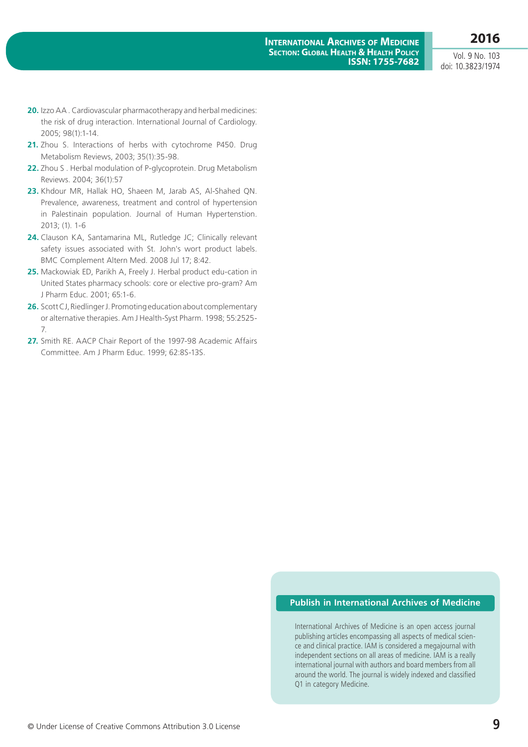20. Izzo AA . Cardiovascular pharmacotherapy and herbal medicines: the risk of drug interaction. International Journal of Cardiology. 2005; 98(1):1-14.
21. Zhou S. Interactions of herbs with cytochrome P450. Drug Metabolism Reviews, 2003; 35(1):35-98.
22. Zhou S . Herbal modulation of P-glycoprotein. Drug Metabolism Reviews. 2004; 36(1):57
23. Khdour MR, Hallak HO, Shaeen M, Jarab AS, Al-Shahed QN. Prevalence, awareness, treatment and control of hypertension in Palestinain population. Journal of Human Hypertenstion. 2013; (1). 1-6
24. Clauson KA, Santamarina ML, Rutledge JC; Clinically relevant safety issues associated with St. John's wort product labels. BMC Complement Altern Med. 2008 Jul 17; 8:42.
25. Mackowiak ED, Parikh A, Freely J. Herbal product edu-cation in United States pharmacy schools: core or elective pro-gram? Am J Pharm Educ. 2001; 65:1-6.
26. Scott CJ, Riedlinger J. Promoting education about complementary or alternative therapies. Am J Health-Syst Pharm. 1998; 55:2525-7.
27. Smith RE. AACP Chair Report of the 1997-98 Academic Affairs Committee. Am J Pharm Educ. 1999; 62:8S-13S.

**Publish in International Archives of Medicine**

International Archives of Medicine is an open access journal publishing articles encompassing all aspects of medical science and clinical practice. IAM is considered a megajournal with independent sections on all areas of medicine. IAM is a really international journal with authors and board members from all around the world. The journal is widely indexed and classified Q1 in category Medicine.